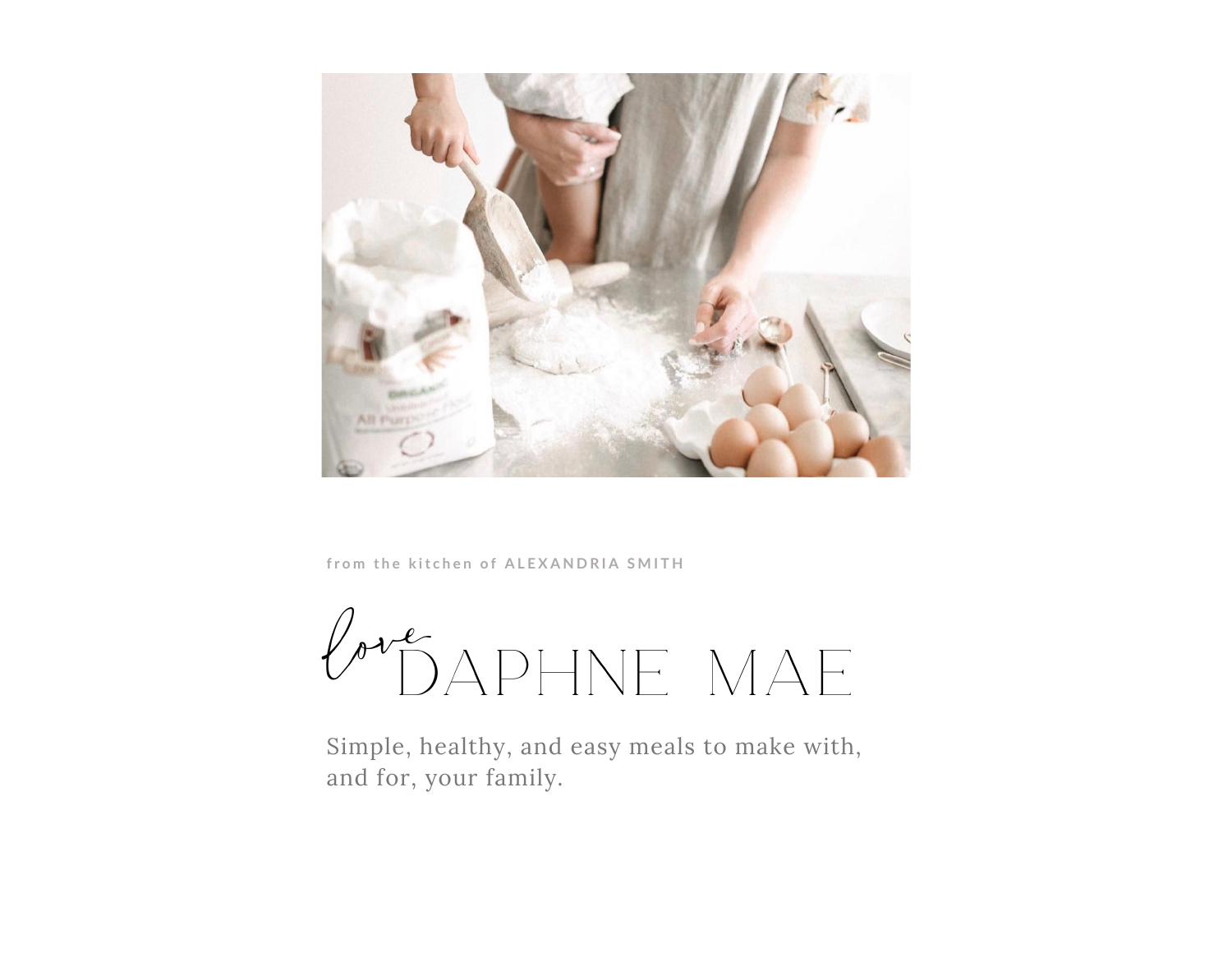from the kitchen of **ALEXANDRIA SMITH**

# *love* DAPHNE MAE

Simple, healthy, and easy meals to make with, and for, your family.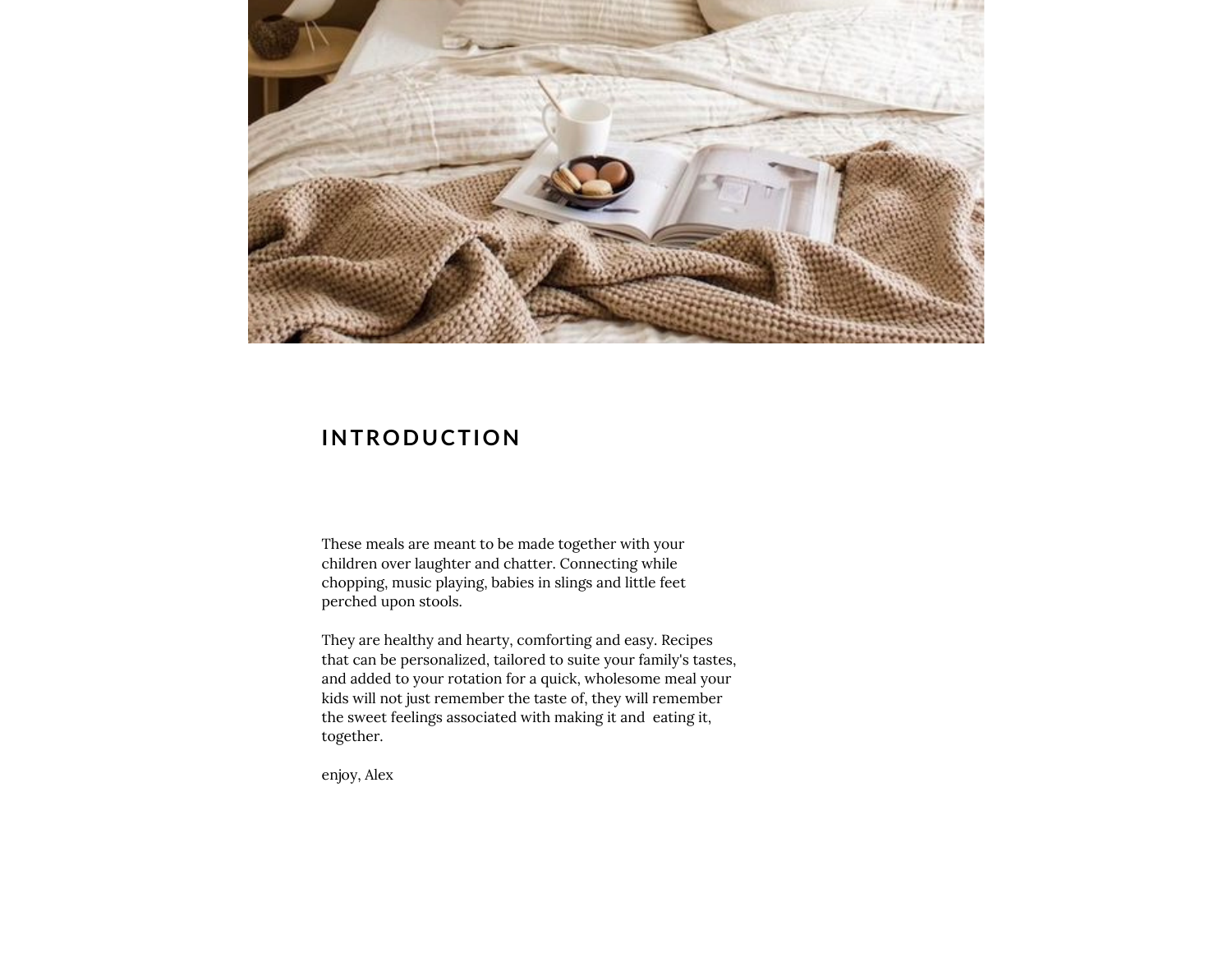# INTRODUCTION

These meals are meant to be made together with your children over laughter and chatter. Connecting while chopping, music playing, babies in slings and little feet perched upon stools.

They are healthy and hearty, comforting and easy. Recipes that can be personalized, tailored to suite your family's tastes, and added to your rotation for a quick, wholesome meal your kids will not just remember the taste of, they will remember the sweet feelings associated with making it and eating it, together.

enjoy, Alex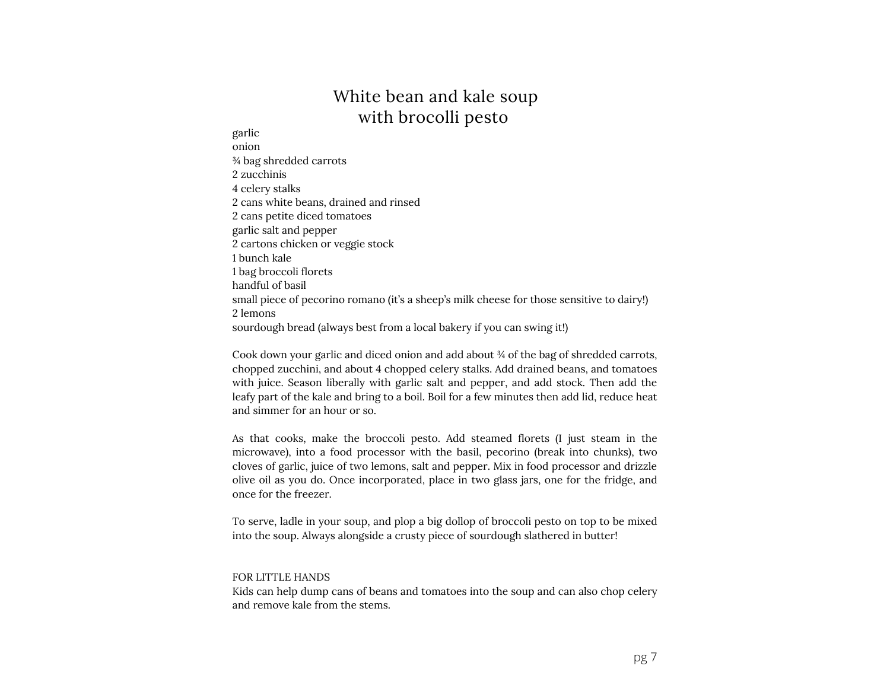# White bean and kale soup
# with brocolli pesto

garlic
onion
¾ bag shredded carrots
2 zucchinis
4 celery stalks
2 cans white beans, drained and rinsed
2 cans petite diced tomatoes
garlic salt and pepper
2 cartons chicken or veggie stock
1 bunch kale
1 bag broccoli florets
handful of basil
small piece of pecorino romano (it's a sheep's milk cheese for those sensitive to dairy!)
2 lemons
sourdough bread (always best from a local bakery if you can swing it!)

Cook down your garlic and diced onion and add about ¾ of the bag of shredded carrots, chopped zucchini, and about 4 chopped celery stalks. Add drained beans, and tomatoes with juice. Season liberally with garlic salt and pepper, and add stock. Then add the leafy part of the kale and bring to a boil. Boil for a few minutes then add lid, reduce heat and simmer for an hour or so.

As that cooks, make the broccoli pesto. Add steamed florets (I just steam in the microwave), into a food processor with the basil, pecorino (break into chunks), two cloves of garlic, juice of two lemons, salt and pepper. Mix in food processor and drizzle olive oil as you do. Once incorporated, place in two glass jars, one for the fridge, and once for the freezer.

To serve, ladle in your soup, and plop a big dollop of broccoli pesto on top to be mixed into the soup. Always alongside a crusty piece of sourdough slathered in butter!

FOR LITTLE HANDS
Kids can help dump cans of beans and tomatoes into the soup and can also chop celery and remove kale from the stems.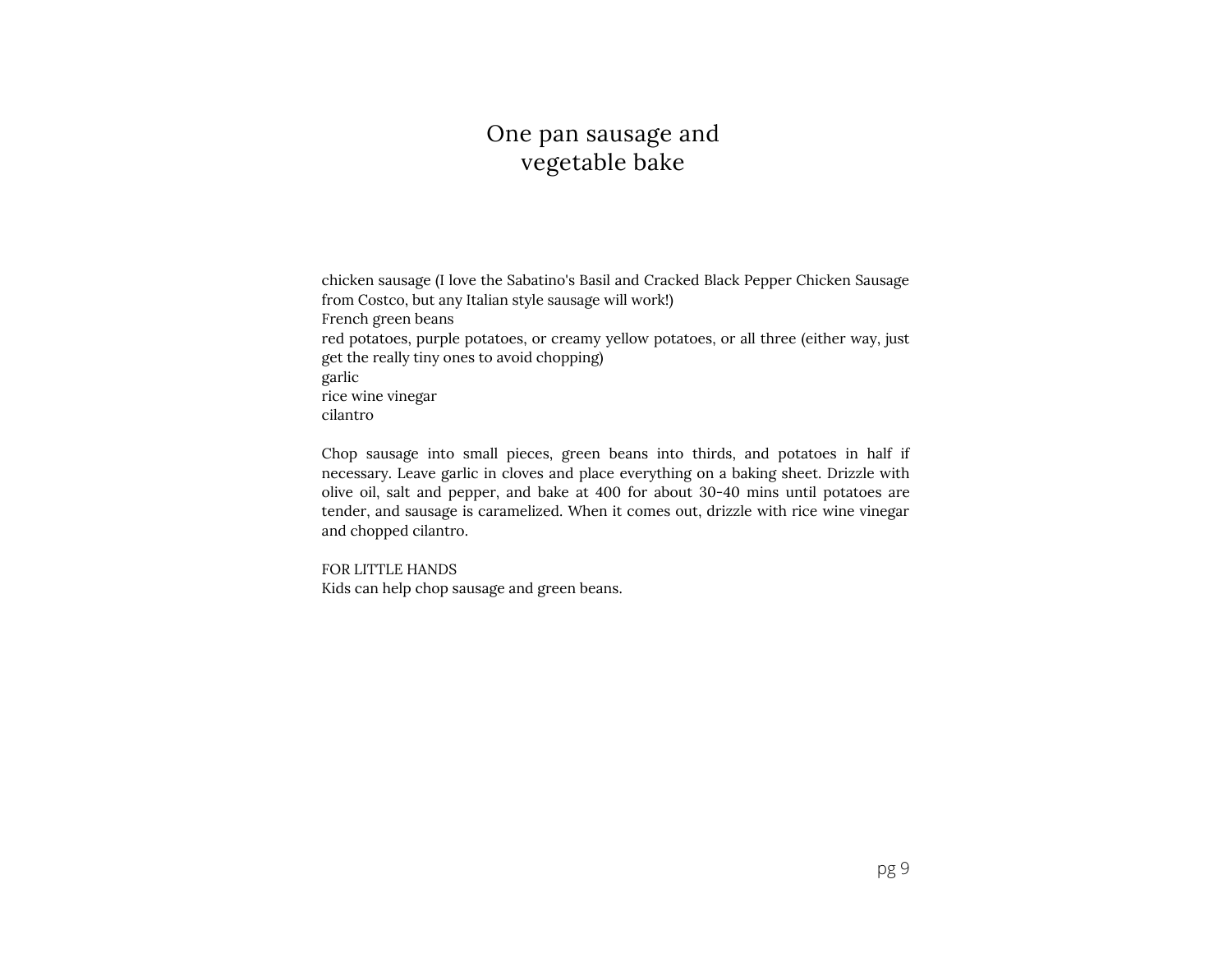# One pan sausage and vegetable bake

chicken sausage (I love the Sabatino's Basil and Cracked Black Pepper Chicken Sausage from Costco, but any Italian style sausage will work!)
French green beans
red potatoes, purple potatoes, or creamy yellow potatoes, or all three (either way, just get the really tiny ones to avoid chopping)
garlic
rice wine vinegar
cilantro

Chop sausage into small pieces, green beans into thirds, and potatoes in half if necessary. Leave garlic in cloves and place everything on a baking sheet. Drizzle with olive oil, salt and pepper, and bake at 400 for about 30-40 mins until potatoes are tender, and sausage is caramelized. When it comes out, drizzle with rice wine vinegar and chopped cilantro.

FOR LITTLE HANDS
Kids can help chop sausage and green beans.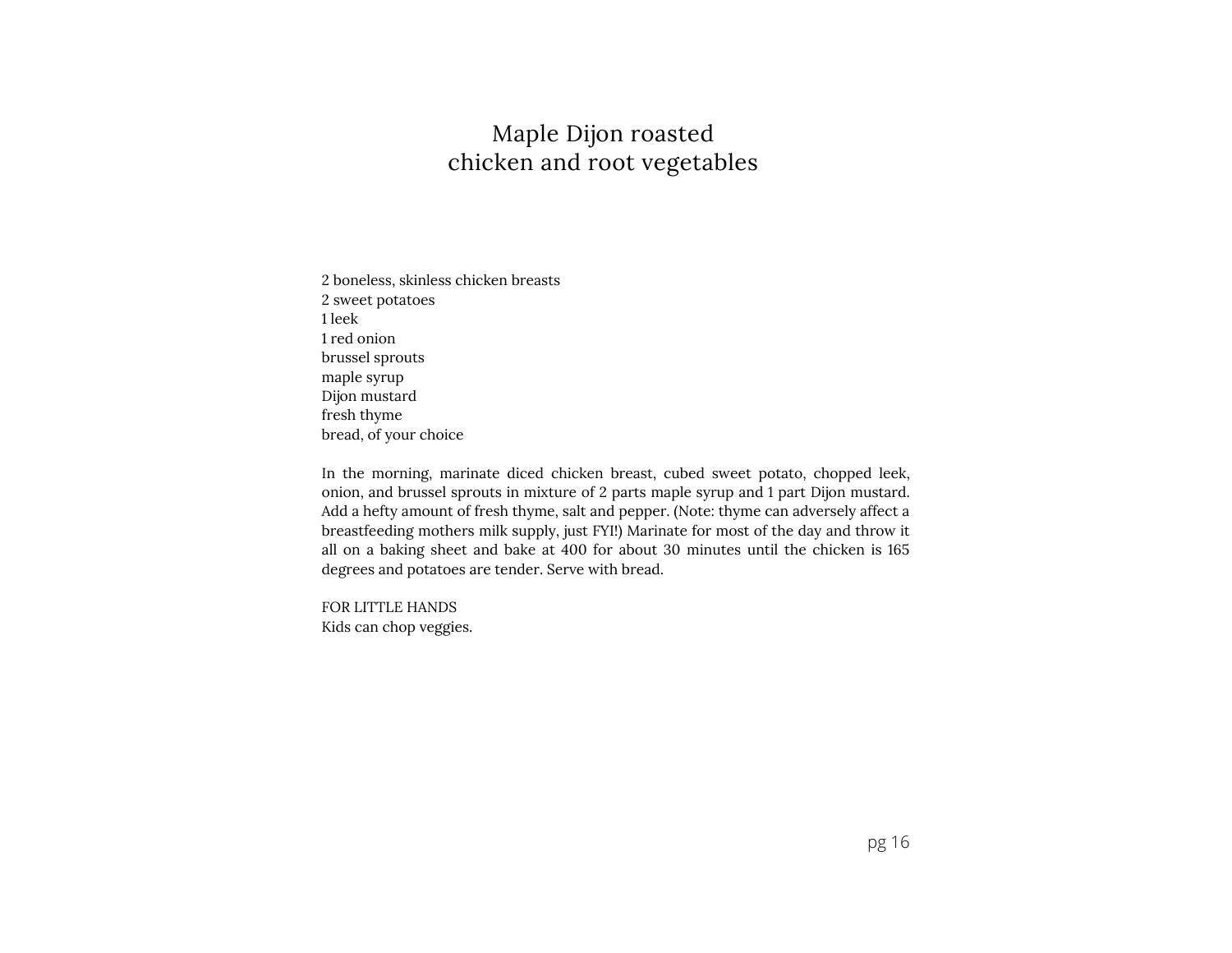# Maple Dijon roasted chicken and root vegetables

2 boneless, skinless chicken breasts
2 sweet potatoes
1 leek
1 red onion
brussel sprouts
maple syrup
Dijon mustard
fresh thyme
bread, of your choice

In the morning, marinate diced chicken breast, cubed sweet potato, chopped leek, onion, and brussel sprouts in mixture of 2 parts maple syrup and 1 part Dijon mustard. Add a hefty amount of fresh thyme, salt and pepper. (Note: thyme can adversely affect a breastfeeding mothers milk supply, just FYI!) Marinate for most of the day and throw it all on a baking sheet and bake at 400 for about 30 minutes until the chicken is 165 degrees and potatoes are tender. Serve with bread.

FOR LITTLE HANDS
Kids can chop veggies.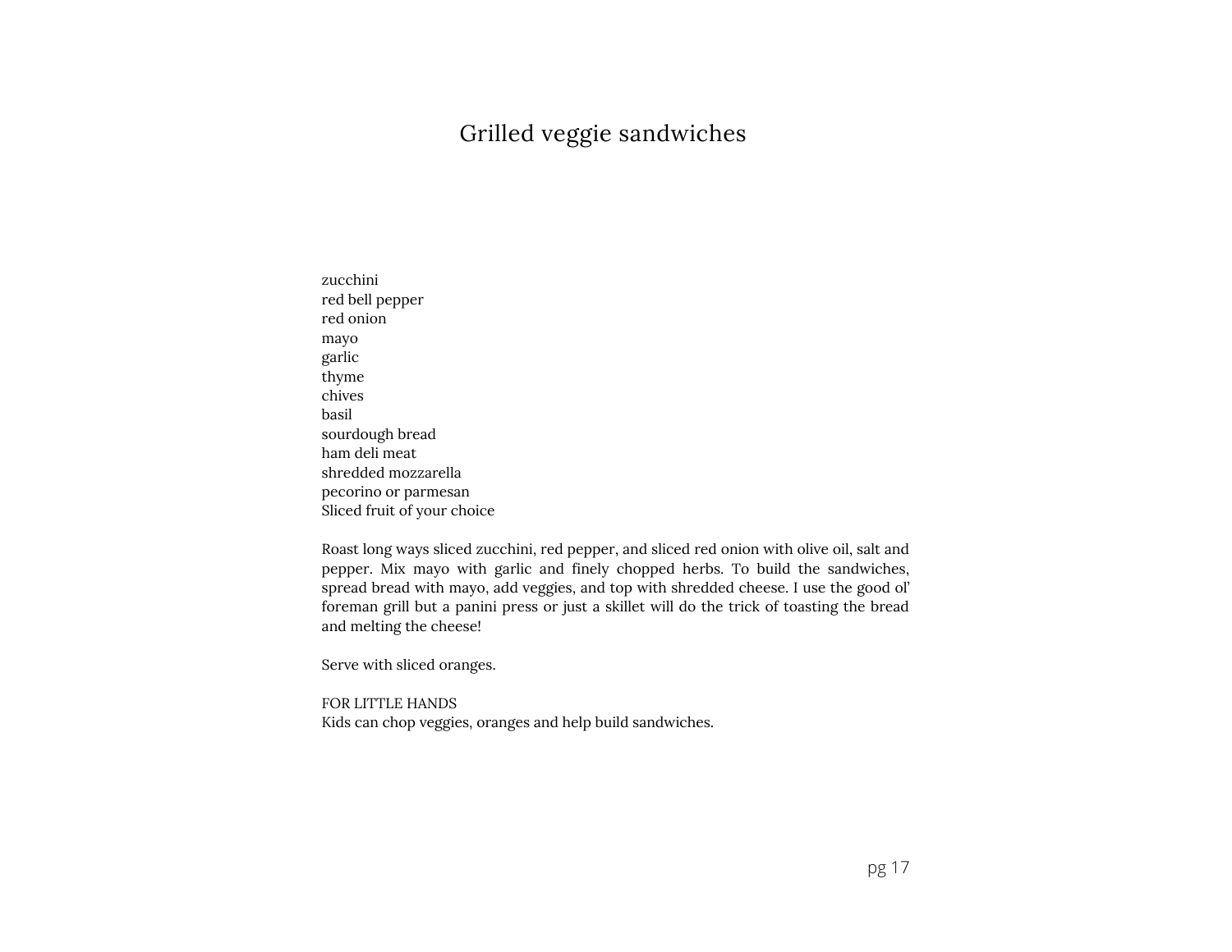# Grilled veggie sandwiches

zucchini
red bell pepper
red onion
mayo
garlic
thyme
chives
basil
sourdough bread
ham deli meat
shredded mozzarella
pecorino or parmesan
Sliced fruit of your choice

Roast long ways sliced zucchini, red pepper, and sliced red onion with olive oil, salt and pepper. Mix mayo with garlic and finely chopped herbs. To build the sandwiches, spread bread with mayo, add veggies, and top with shredded cheese. I use the good ol' foreman grill but a panini press or just a skillet will do the trick of toasting the bread and melting the cheese!

Serve with sliced oranges.

FOR LITTLE HANDS
Kids can chop veggies, oranges and help build sandwiches.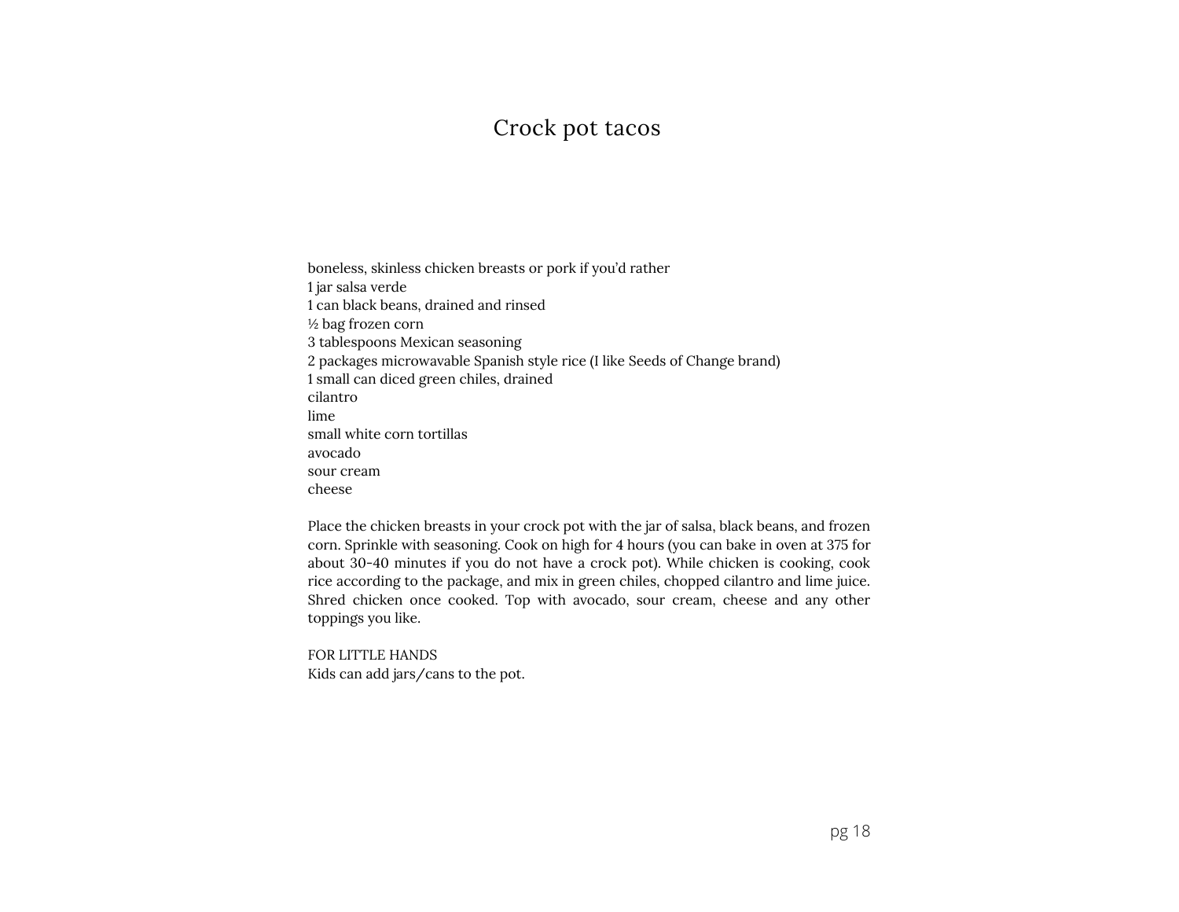# Crock pot tacos

boneless, skinless chicken breasts or pork if you'd rather
1 jar salsa verde
1 can black beans, drained and rinsed
½ bag frozen corn
3 tablespoons Mexican seasoning
2 packages microwavable Spanish style rice (I like Seeds of Change brand)
1 small can diced green chiles, drained
cilantro
lime
small white corn tortillas
avocado
sour cream
cheese

Place the chicken breasts in your crock pot with the jar of salsa, black beans, and frozen corn. Sprinkle with seasoning. Cook on high for 4 hours (you can bake in oven at 375 for about 30-40 minutes if you do not have a crock pot). While chicken is cooking, cook rice according to the package, and mix in green chiles, chopped cilantro and lime juice. Shred chicken once cooked. Top with avocado, sour cream, cheese and any other toppings you like.

FOR LITTLE HANDS
Kids can add jars/cans to the pot.